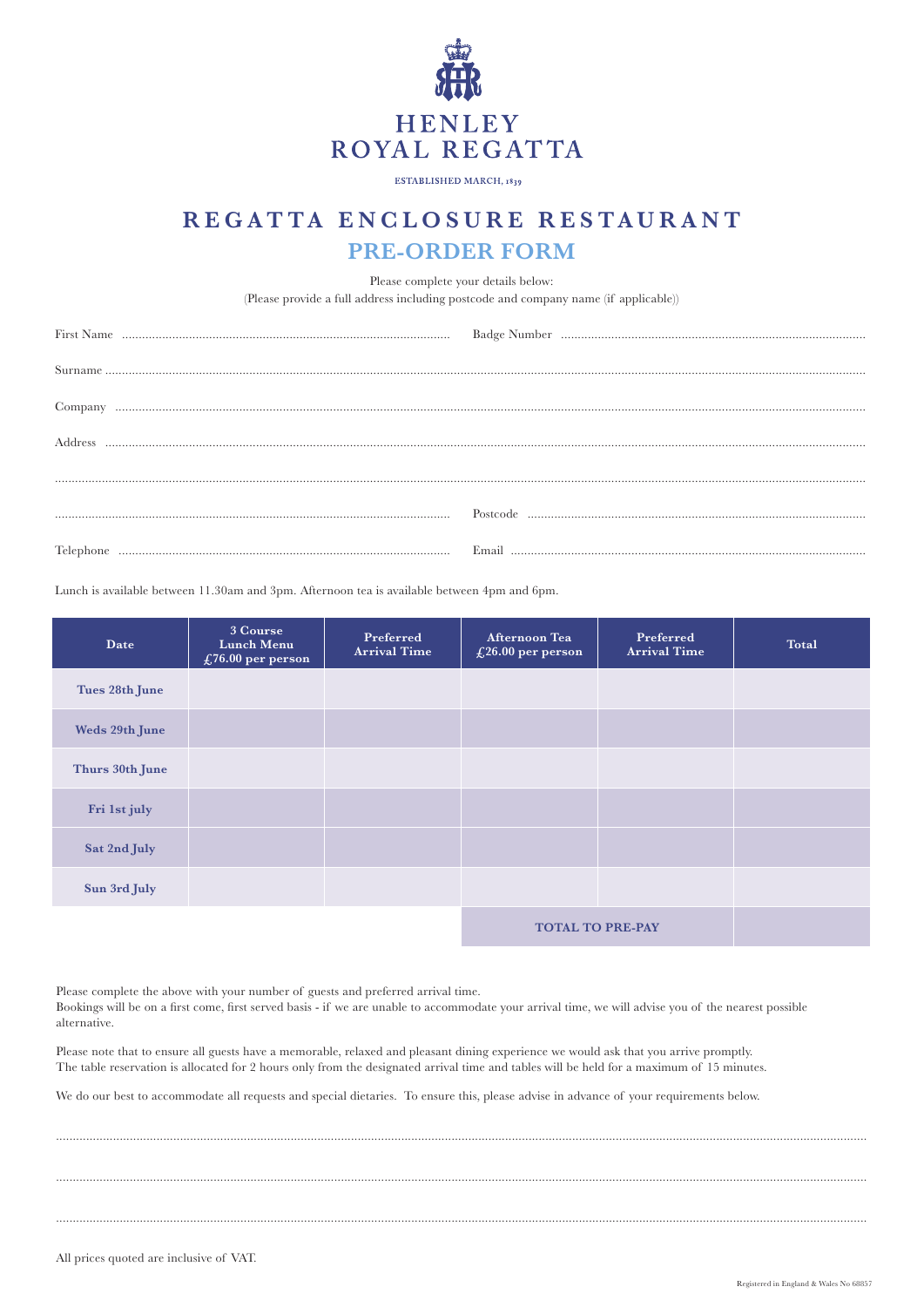# HENLEY ROYAL REGATTA

ESTABLISHED MARCH, 1839

## REGATTA ENCLOSURE RESTAURANT

## PRE-ORDER FORM

Please complete your details below:
(Please provide a full address including postcode and company name (if applicable))

First Name ........................................ Badge Number ........................................

Surname ........................................................................................

Company ........................................................................................

Address ........................................................................................

........................................................................................

........................................ Postcode ........................................

Telephone ........................................ Email ........................................

Lunch is available between 11.30am and 3pm. Afternoon tea is available between 4pm and 6pm.

| Date | 3 Course Lunch Menu £76.00 per person | Preferred Arrival Time | Afternoon Tea £26.00 per person | Preferred Arrival Time | Total |
|---|---|---|---|---|---|
| Tues 28th June | | | | | |
| Weds 29th June | | | | | |
| Thurs 30th June | | | | | |
| Fri 1st july | | | | | |
| Sat 2nd July | | | | | |
| Sun 3rd July | | | | | |
| | | | TOTAL TO PRE-PAY | | |

Please complete the above with your number of guests and preferred arrival time.
Bookings will be on a first come, first served basis - if we are unable to accommodate your arrival time, we will advise you of the nearest possible alternative.

Please note that to ensure all guests have a memorable, relaxed and pleasant dining experience we would ask that you arrive promptly.
The table reservation is allocated for 2 hours only from the designated arrival time and tables will be held for a maximum of 15 minutes.

We do our best to accommodate all requests and special dietaries. To ensure this, please advise in advance of your requirements below.

........................................................................................

........................................................................................

........................................................................................

All prices quoted are inclusive of VAT.

Registered in England & Wales No 68857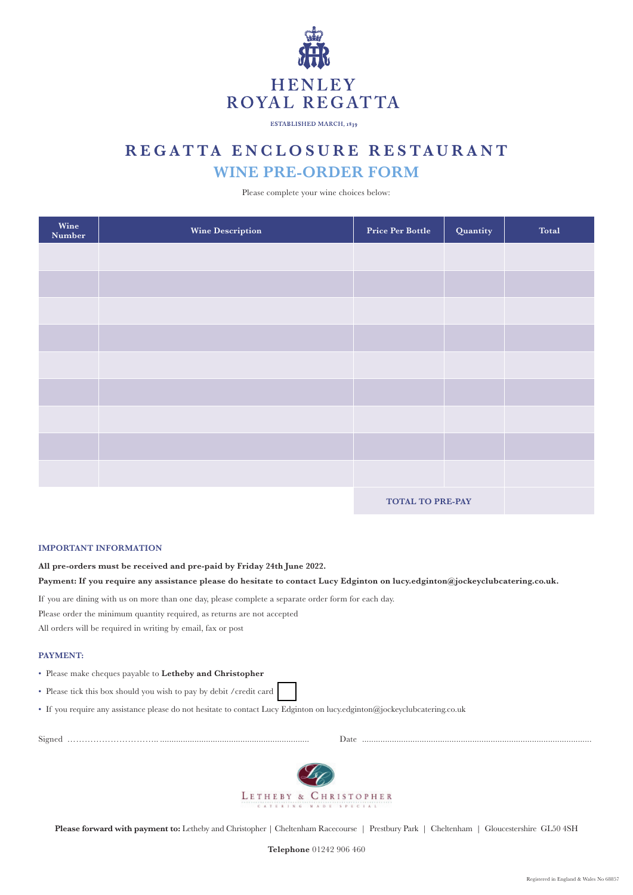# HENLEY ROYAL REGATTA

ESTABLISHED MARCH, 1839

## REGATTA ENCLOSURE RESTAURANT

## WINE PRE-ORDER FORM

Please complete your wine choices below:

| Wine Number | Wine Description | Price Per Bottle | Quantity | Total |
|---|---|---|---|---|
| | | | | |
| | | | | |
| | | | | |
| | | | | |
| | | | | |
| | | | | |
| | | | | |
| | | | | |
| | | | | |
| | | **TOTAL TO PRE-PAY** | | |

### IMPORTANT INFORMATION

**All pre-orders must be received and pre-paid by Friday 24th June 2022.**

**Payment: If you require any assistance please do hesitate to contact Lucy Edginton on lucy.edginton@jockeyclubcatering.co.uk.**

If you are dining with us on more than one day, please complete a separate order form for each day.

Please order the minimum quantity required, as returns are not accepted

All orders will be required in writing by email, fax or post

### PAYMENT:

- Please make cheques payable to **Letheby and Christopher**
- Please tick this box should you wish to pay by debit /credit card ☐
- If you require any assistance please do not hesitate to contact Lucy Edginton on lucy.edginton@jockeyclubcatering.co.uk

Signed ………………………….. ................................................................ Date ...................................................................................................

LETHEBY & CHRISTOPHER
CATERING MADE SPECIAL

**Please forward with payment to:** Letheby and Christopher | Cheltenham Racecourse | Prestbury Park | Cheltenham | Gloucestershire GL50 4SH

**Telephone** 01242 906 460

Registered in England & Wales No 68857